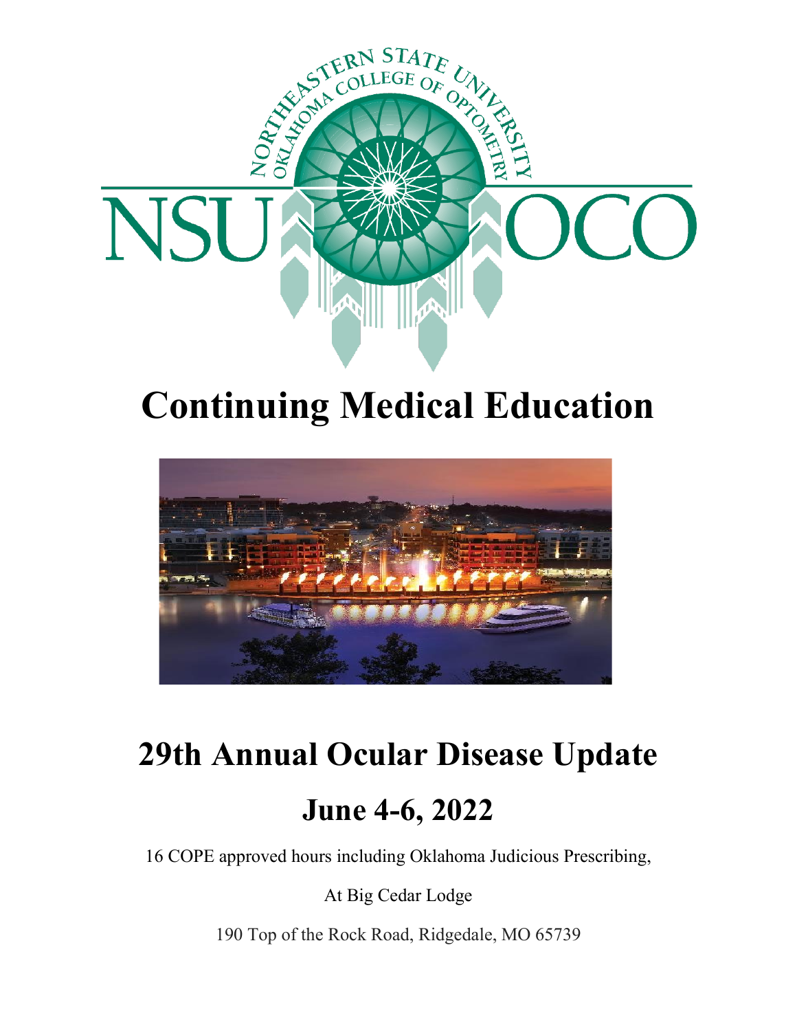NORTHEASTERN STATE UNIVERSITY
OKLAHOMA COLLEGE OF OPTOMETRY

NSU OCO

# Continuing Medical Education

# 29th Annual Ocular Disease Update

## June 4-6, 2022

16 COPE approved hours including Oklahoma Judicious Prescribing,

At Big Cedar Lodge

190 Top of the Rock Road, Ridgedale, MO 65739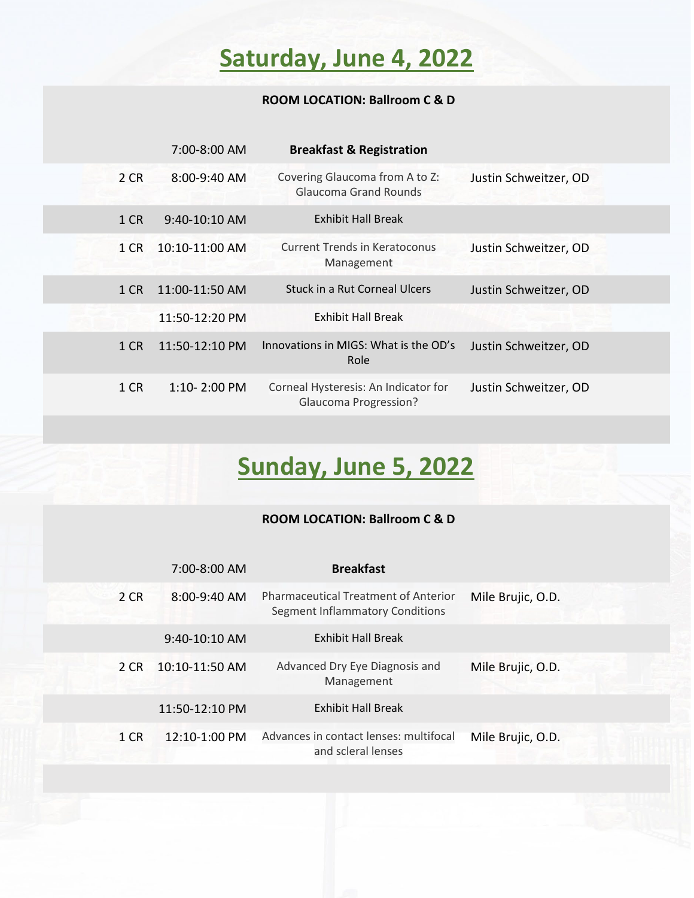# Saturday, June 4, 2022

**ROOM LOCATION: Ballroom C & D**

| | | | |
|---|---|---|---|
| | 7:00-8:00 AM | **Breakfast & Registration** | |
| 2 CR | 8:00-9:40 AM | Covering Glaucoma from A to Z: Glaucoma Grand Rounds | Justin Schweitzer, OD |
| 1 CR | 9:40-10:10 AM | Exhibit Hall Break | |
| 1 CR | 10:10-11:00 AM | Current Trends in Keratoconus Management | Justin Schweitzer, OD |
| 1 CR | 11:00-11:50 AM | Stuck in a Rut Corneal Ulcers | Justin Schweitzer, OD |
| | 11:50-12:20 PM | Exhibit Hall Break | |
| 1 CR | 11:50-12:10 PM | Innovations in MIGS: What is the OD's Role | Justin Schweitzer, OD |
| 1 CR | 1:10- 2:00 PM | Corneal Hysteresis: An Indicator for Glaucoma Progression? | Justin Schweitzer, OD |

# Sunday, June 5, 2022

**ROOM LOCATION: Ballroom C & D**

| | | | |
|---|---|---|---|
| | 7:00-8:00 AM | **Breakfast** | |
| 2 CR | 8:00-9:40 AM | Pharmaceutical Treatment of Anterior Segment Inflammatory Conditions | Mile Brujic, O.D. |
| | 9:40-10:10 AM | Exhibit Hall Break | |
| 2 CR | 10:10-11:50 AM | Advanced Dry Eye Diagnosis and Management | Mile Brujic, O.D. |
| | 11:50-12:10 PM | Exhibit Hall Break | |
| 1 CR | 12:10-1:00 PM | Advances in contact lenses: multifocal and scleral lenses | Mile Brujic, O.D. |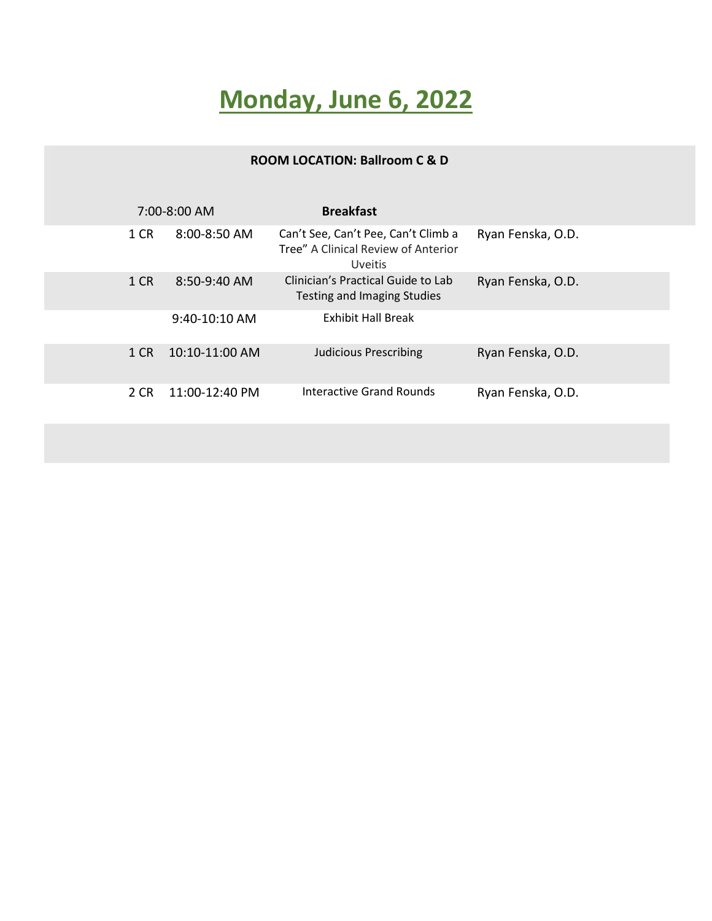# Monday, June 6, 2022

**ROOM LOCATION: Ballroom C & D**

| | | | |
|---|---|---|---|
| | 7:00-8:00 AM | **Breakfast** | |
| 1 CR | 8:00-8:50 AM | Can't See, Can't Pee, Can't Climb a Tree" A Clinical Review of Anterior Uveitis | Ryan Fenska, O.D. |
| 1 CR | 8:50-9:40 AM | Clinician's Practical Guide to Lab Testing and Imaging Studies | Ryan Fenska, O.D. |
| | 9:40-10:10 AM | Exhibit Hall Break | |
| 1 CR | 10:10-11:00 AM | Judicious Prescribing | Ryan Fenska, O.D. |
| 2 CR | 11:00-12:40 PM | Interactive Grand Rounds | Ryan Fenska, O.D. |